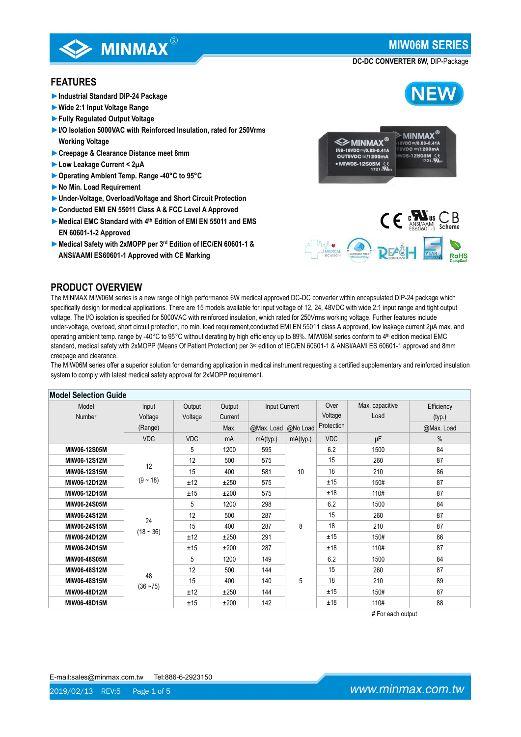# MIW06M SERIES

**DC-DC CONVERTER 6W,** DIP-Package

## FEATURES

- ►Industrial Standard DIP-24 Package
- ►Wide 2:1 Input Voltage Range
- ►Fully Regulated Output Voltage
- ►I/O Isolation 5000VAC with Reinforced Insulation, rated for 250Vrms Working Voltage
- ►Creepage & Clearance Distance meet 8mm
- ►Low Leakage Current < 2μA
- ►Operating Ambient Temp. Range -40°C to 95°C
- ►No Min. Load Requirement
- ►Under-Voltage, Overload/Voltage and Short Circuit Protection
- ►Conducted EMI EN 55011 Class A & FCC Level A Approved
- ►Medical EMC Standard with 4th Edition of EMI EN 55011 and EMS EN 60601-1-2 Approved
- ►Medical Safety with 2xMOPP per 3rd Edition of IEC/EN 60601-1 & ANSI/AAMI ES60601-1 Approved with CE Marking

## PRODUCT OVERVIEW

The MINMAX MIW06M series is a new range of high performance 6W medical approved DC-DC converter within encapsulated DIP-24 package which specifically design for medical applications. There are 15 models available for input voltage of 12, 24, 48VDC with wide 2:1 input range and tight output voltage. The I/O isolation is specified for 5000VAC with reinforced insulation, which rated for 250Vrms working voltage. Further features include under-voltage, overload, short circuit protection, no min. load requirement,conducted EMI EN 55011 class A approved, low leakage current 2μA max. and operating ambient temp. range by -40°C to 95°C without derating by high efficiency up to 89%. MIW06M series conform to 4th edition medical EMC standard, medical safety with 2xMOPP (Means Of Patient Protection) per 3rd edition of IEC/EN 60601-1 & ANSI/AAMI ES 60601-1 approved and 8mm creepage and clearance.

The MIW06M series offer a superior solution for demanding application in medical instrument requesting a certified supplementary and reinforced insulation system to comply with latest medical safety approval for 2xMOPP requirement.

**Model Selection Guide**

| Model Number | Input Voltage (Range) | Output Voltage | Output Current Max. | Input Current @Max. Load | Input Current @No Load | Over Voltage Protection | Max. capacitive Load | Efficiency (typ.) @Max. Load |
|---|---|---|---|---|---|---|---|---|
| | VDC | VDC | mA | mA(typ.) | mA(typ.) | VDC | μF | % |
| **MIW06-12S05M** | 12 (9 ~ 18) | 5 | 1200 | 595 | 10 | 6.2 | 1500 | 84 |
| **MIW06-12S12M** | | 12 | 500 | 575 | | 15 | 260 | 87 |
| **MIW06-12S15M** | | 15 | 400 | 581 | | 18 | 210 | 86 |
| **MIW06-12D12M** | | ±12 | ±250 | 575 | | ±15 | 150# | 87 |
| **MIW06-12D15M** | | ±15 | ±200 | 575 | | ±18 | 110# | 87 |
| **MIW06-24S05M** | 24 (18 ~ 36) | 5 | 1200 | 298 | 8 | 6.2 | 1500 | 84 |
| **MIW06-24S12M** | | 12 | 500 | 287 | | 15 | 260 | 87 |
| **MIW06-24S15M** | | 15 | 400 | 287 | | 18 | 210 | 87 |
| **MIW06-24D12M** | | ±12 | ±250 | 291 | | ±15 | 150# | 86 |
| **MIW06-24D15M** | | ±15 | ±200 | 287 | | ±18 | 110# | 87 |
| **MIW06-48S05M** | 48 (36 ~75) | 5 | 1200 | 149 | 5 | 6.2 | 1500 | 84 |
| **MIW06-48S12M** | | 12 | 500 | 144 | | 15 | 260 | 87 |
| **MIW06-48S15M** | | 15 | 400 | 140 | | 18 | 210 | 89 |
| **MIW06-48D12M** | | ±12 | ±250 | 144 | | ±15 | 150# | 87 |
| **MIW06-48D15M** | | ±15 | ±200 | 142 | | ±18 | 110# | 88 |

# For each output

E-mail:sales@minmax.com.tw Tel:886-6-2923150

2019/02/13 REV:5

www.minmax.com.tw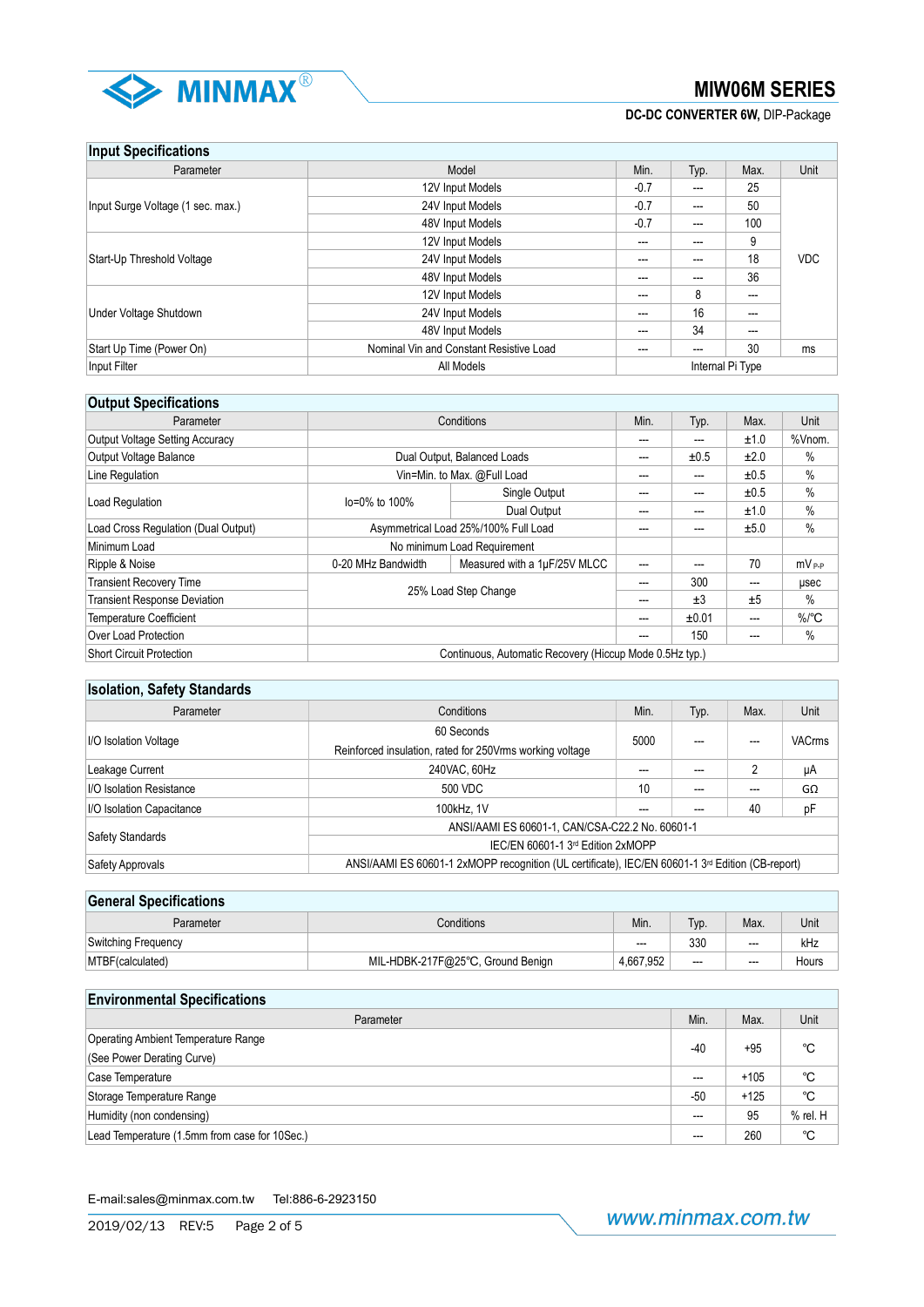## Input Specifications

| Parameter | Model | Min. | Typ. | Max. | Unit |
|---|---|---|---|---|---|
| Input Surge Voltage (1 sec. max.) | 12V Input Models | -0.7 | --- | 25 | VDC |
| | 24V Input Models | -0.7 | --- | 50 | |
| | 48V Input Models | -0.7 | --- | 100 | |
| Start-Up Threshold Voltage | 12V Input Models | --- | --- | 9 | |
| | 24V Input Models | --- | --- | 18 | |
| | 48V Input Models | --- | --- | 36 | |
| Under Voltage Shutdown | 12V Input Models | --- | 8 | --- | |
| | 24V Input Models | --- | 16 | --- | |
| | 48V Input Models | --- | 34 | --- | |
| Start Up Time (Power On) | Nominal Vin and Constant Resistive Load | --- | --- | 30 | ms |
| Input Filter | All Models | Internal Pi Type | | | |

## Output Specifications

| Parameter | Conditions | | Min. | Typ. | Max. | Unit |
|---|---|---|---|---|---|---|
| Output Voltage Setting Accuracy | | | --- | --- | ±1.0 | %Vnom. |
| Output Voltage Balance | Dual Output, Balanced Loads | | --- | ±0.5 | ±2.0 | % |
| Line Regulation | Vin=Min. to Max. @Full Load | | --- | --- | ±0.5 | % |
| Load Regulation | Io=0% to 100% | Single Output | --- | --- | ±0.5 | % |
| | | Dual Output | --- | --- | ±1.0 | % |
| Load Cross Regulation (Dual Output) | Asymmetrical Load 25%/100% Full Load | | --- | --- | ±5.0 | % |
| Minimum Load | No minimum Load Requirement | | | | | |
| Ripple & Noise | 0-20 MHz Bandwidth | Measured with a 1μF/25V MLCC | --- | --- | 70 | $mV_{P-P}$ |
| Transient Recovery Time | 25% Load Step Change | | --- | 300 | --- | μsec |
| Transient Response Deviation | | | --- | ±3 | ±5 | % |
| Temperature Coefficient | | | --- | ±0.01 | --- | %/°C |
| Over Load Protection | | | --- | 150 | --- | % |
| Short Circuit Protection | Continuous, Automatic Recovery (Hiccup Mode 0.5Hz typ.) | | | | | |

## Isolation, Safety Standards

| Parameter | Conditions | Min. | Typ. | Max. | Unit |
|---|---|---|---|---|---|
| I/O Isolation Voltage | 60 Seconds<br>Reinforced insulation, rated for 250Vrms working voltage | 5000 | --- | --- | VACrms |
| Leakage Current | 240VAC, 60Hz | --- | --- | 2 | μA |
| I/O Isolation Resistance | 500 VDC | 10 | --- | --- | GΩ |
| I/O Isolation Capacitance | 100kHz, 1V | --- | --- | 40 | pF |
| Safety Standards | ANSI/AAMI ES 60601-1, CAN/CSA-C22.2 No. 60601-1 | | | | |
| | IEC/EN 60601-1 3rd Edition 2xMOPP | | | | |
| Safety Approvals | ANSI/AAMI ES 60601-1 2xMOPP recognition (UL certificate), IEC/EN 60601-1 3rd Edition (CB-report) | | | | |

## General Specifications

| Parameter | Conditions | Min. | Typ. | Max. | Unit |
|---|---|---|---|---|---|
| Switching Frequency | | --- | 330 | --- | kHz |
| MTBF(calculated) | MIL-HDBK-217F@25°C, Ground Benign | 4,667,952 | --- | --- | Hours |

## Environmental Specifications

| Parameter | Min. | Max. | Unit |
|---|---|---|---|
| Operating Ambient Temperature Range<br>(See Power Derating Curve) | -40 | +95 | °C |
| Case Temperature | --- | +105 | °C |
| Storage Temperature Range | -50 | +125 | °C |
| Humidity (non condensing) | --- | 95 | % rel. H |
| Lead Temperature (1.5mm from case for 10Sec.) | --- | 260 | °C |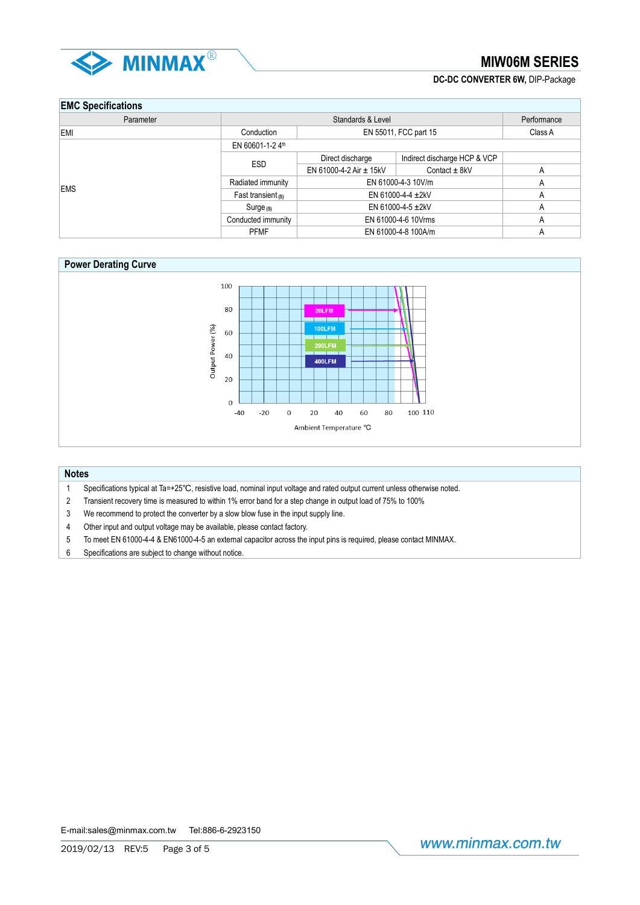## EMC Specifications

| Parameter | Standards & Level | | | Performance |
|---|---|---|---|---|
| EMI | Conduction | EN 55011, FCC part 15 | | Class A |
| EMS | EN 60601-1-2 4th | | | |
| | ESD | Direct discharge | Indirect discharge HCP & VCP | |
| | | EN 61000-4-2 Air ± 15kV | Contact ± 8kV | A |
| | Radiated immunity | EN 61000-4-3 10V/m | | A |
| | Fast transient (5) | EN 61000-4-4 ±2kV | | A |
| | Surge (5) | EN 61000-4-5 ±2kV | | A |
| | Conducted immunity | EN 61000-4-6 10Vrms | | A |
| | PFMF | EN 61000-4-8 100A/m | | A |

## Power Derating Curve

## Notes

1. Specifications typical at Ta=+25℃, resistive load, nominal input voltage and rated output current unless otherwise noted.
2. Transient recovery time is measured to within 1% error band for a step change in output load of 75% to 100%
3. We recommend to protect the converter by a slow blow fuse in the input supply line.
4. Other input and output voltage may be available, please contact factory.
5. To meet EN 61000-4-4 & EN61000-4-5 an external capacitor across the input pins is required, please contact MINMAX.
6. Specifications are subject to change without notice.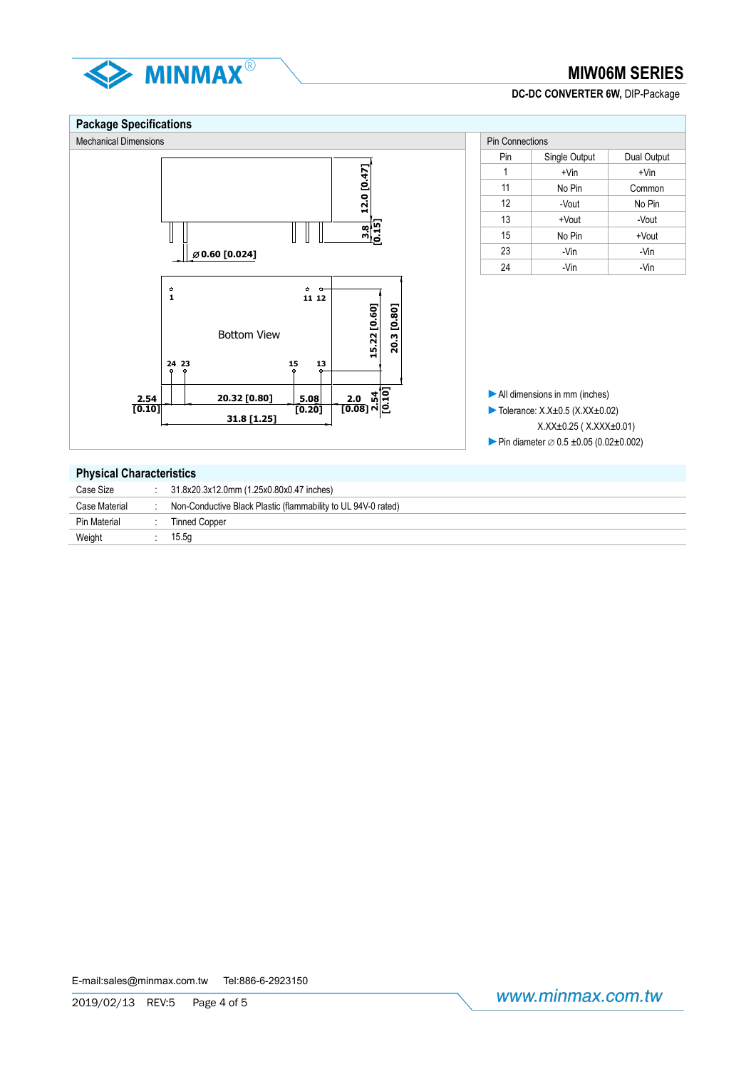## Package Specifications

### Mechanical Dimensions

Bottom View

- Pin diameter: ⌀0.60 [0.024]
- Height: 12.0 [0.47]
- Pin length: 3.8 [0.15]
- Pin numbers (bottom view): 1, 11, 12, 24, 23, 15, 13
- 15.22 [0.60]
- 20.3 [0.80]
- 2.54 [0.10]
- 20.32 [0.80]
- 5.08 [0.20]
- 2.0 [0.08]
- 2.54 [0.10]
- 31.8 [1.25]

### Pin Connections

| Pin | Single Output | Dual Output |
|---|---|---|
| 1 | +Vin | +Vin |
| 11 | No Pin | Common |
| 12 | -Vout | No Pin |
| 13 | +Vout | -Vout |
| 15 | No Pin | +Vout |
| 23 | -Vin | -Vin |
| 24 | -Vin | -Vin |

- All dimensions in mm (inches)
- Tolerance: X.X±0.5 (X.XX±0.02)
  X.XX±0.25 ( X.XXX±0.01)
- Pin diameter ⌀ 0.5 ±0.05 (0.02±0.002)

## Physical Characteristics

| | | |
|---|---|---|
| Case Size | : | 31.8x20.3x12.0mm (1.25x0.80x0.47 inches) |
| Case Material | : | Non-Conductive Black Plastic (flammability to UL 94V-0 rated) |
| Pin Material | : | Tinned Copper |
| Weight | : | 15.5g |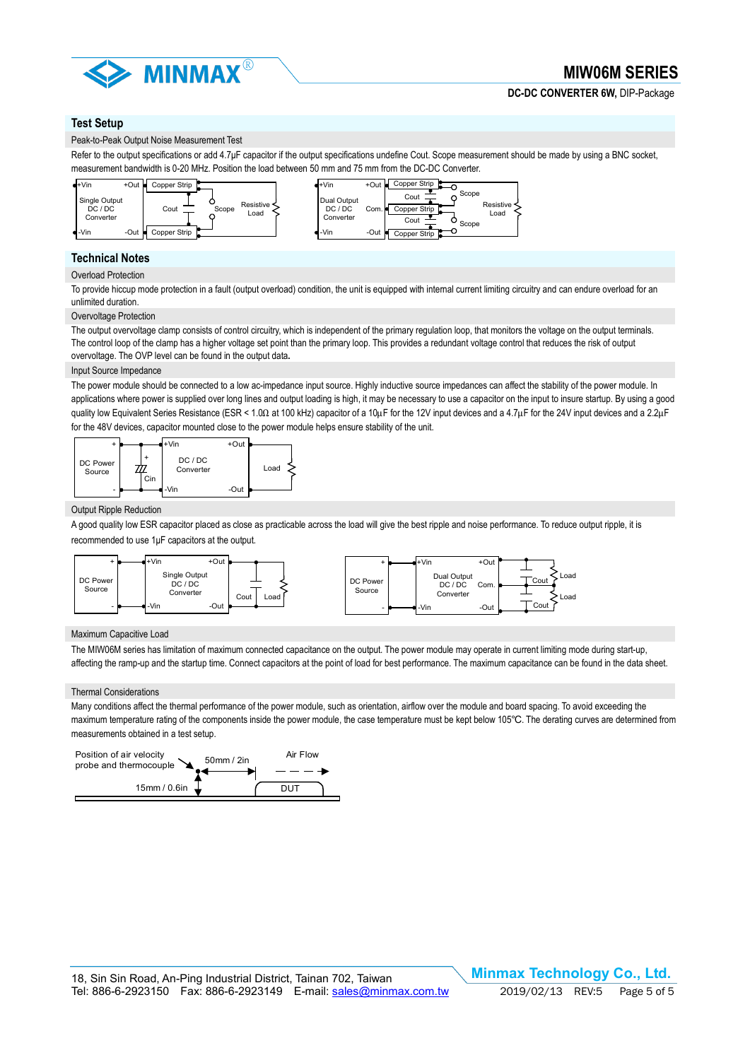## Test Setup

### Peak-to-Peak Output Noise Measurement Test

Refer to the output specifications or add 4.7µF capacitor if the output specifications undefine Cout. Scope measurement should be made by using a BNC socket, measurement bandwidth is 0-20 MHz. Position the load between 50 mm and 75 mm from the DC-DC Converter.

+Vin
+Out
Copper Strip
Single Output DC / DC Converter
Cout
Scope
Resistive Load
-Vin
-Out
Copper Strip

+Vin
+Out
Copper Strip
Cout
Scope
Dual Output DC / DC Converter
Com.
Copper Strip
Resistive Load
Cout
Scope
-Vin
-Out
Copper Strip

## Technical Notes

### Overload Protection

To provide hiccup mode protection in a fault (output overload) condition, the unit is equipped with internal current limiting circuitry and can endure overload for an unlimited duration.

### Overvoltage Protection

The output overvoltage clamp consists of control circuitry, which is independent of the primary regulation loop, that monitors the voltage on the output terminals. The control loop of the clamp has a higher voltage set point than the primary loop. This provides a redundant voltage control that reduces the risk of output overvoltage. The OVP level can be found in the output data**.**

### Input Source Impedance

The power module should be connected to a low ac-impedance input source. Highly inductive source impedances can affect the stability of the power module. In applications where power is supplied over long lines and output loading is high, it may be necessary to use a capacitor on the input to insure startup. By using a good quality low Equivalent Series Resistance (ESR < 1.0Ω at 100 kHz) capacitor of a 10µF for the 12V input devices and a 4.7µF for the 24V input devices and a 2.2µF for the 48V devices, capacitor mounted close to the power module helps ensure stability of the unit.

+
DC Power Source
-
+
Cin
+Vin
+Out
DC / DC Converter
Load
-Vin
-Out

### Output Ripple Reduction

A good quality low ESR capacitor placed as close as practicable across the load will give the best ripple and noise performance. To reduce output ripple, it is recommended to use 1µF capacitors at the output.

+
DC Power Source
-
+Vin
+Out
Single Output DC / DC Converter
Cout
Load
-Vin
-Out

+
DC Power Source
-
+Vin
+Out
Dual Output DC / DC Converter
Com.
Cout
Load
Load
Cout
-Vin
-Out

### Maximum Capacitive Load

The MIW06M series has limitation of maximum connected capacitance on the output. The power module may operate in current limiting mode during start-up, affecting the ramp-up and the startup time. Connect capacitors at the point of load for best performance. The maximum capacitance can be found in the data sheet.

### Thermal Considerations

Many conditions affect the thermal performance of the power module, such as orientation, airflow over the module and board spacing. To avoid exceeding the maximum temperature rating of the components inside the power module, the case temperature must be kept below 105℃. The derating curves are determined from measurements obtained in a test setup.

Position of air velocity probe and thermocouple
50mm / 2in
Air Flow
15mm / 0.6in
DUT

18, Sin Sin Road, An-Ping Industrial District, Tainan 702, Taiwan
Tel: 886-6-2923150 Fax: 886-6-2923149 E-mail: sales@minmax.com.tw

Minmax Technology Co., Ltd.
2019/02/13 REV:5